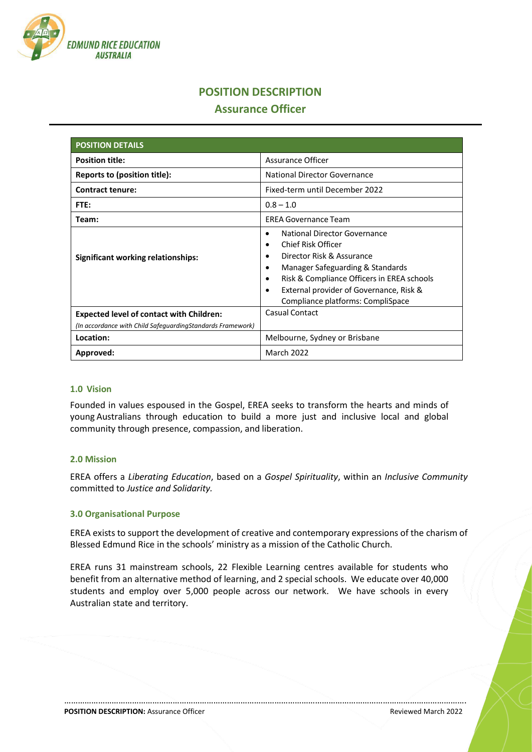# POSITION DESCRIPTION

## Assurance Officer

| POSITION DETAILS | |
|---|---|
| **Position title:** | Assurance Officer |
| **Reports to (position title):** | National Director Governance |
| **Contract tenure:** | Fixed-term until December 2022 |
| **FTE:** | 0.8 – 1.0 |
| **Team:** | EREA Governance Team |
| **Significant working relationships:** | • National Director Governance<br>• Chief Risk Officer<br>• Director Risk & Assurance<br>• Manager Safeguarding & Standards<br>• Risk & Compliance Officers in EREA schools<br>• External provider of Governance, Risk & Compliance platforms: CompliSpace |
| **Expected level of contact with Children:**<br>*(In accordance with Child SafeguardingStandards Framework)* | Casual Contact |
| **Location:** | Melbourne, Sydney or Brisbane |
| **Approved:** | March 2022 |

### 1.0 Vision

Founded in values espoused in the Gospel, EREA seeks to transform the hearts and minds of young Australians through education to build a more just and inclusive local and global community through presence, compassion, and liberation.

### 2.0 Mission

EREA offers a *Liberating Education*, based on a *Gospel Spirituality*, within an *Inclusive Community* committed to *Justice and Solidarity.*

### 3.0 Organisational Purpose

EREA exists to support the development of creative and contemporary expressions of the charism of Blessed Edmund Rice in the schools' ministry as a mission of the Catholic Church.

EREA runs 31 mainstream schools, 22 Flexible Learning centres available for students who benefit from an alternative method of learning, and 2 special schools. We educate over 40,000 students and employ over 5,000 people across our network. We have schools in every Australian state and territory.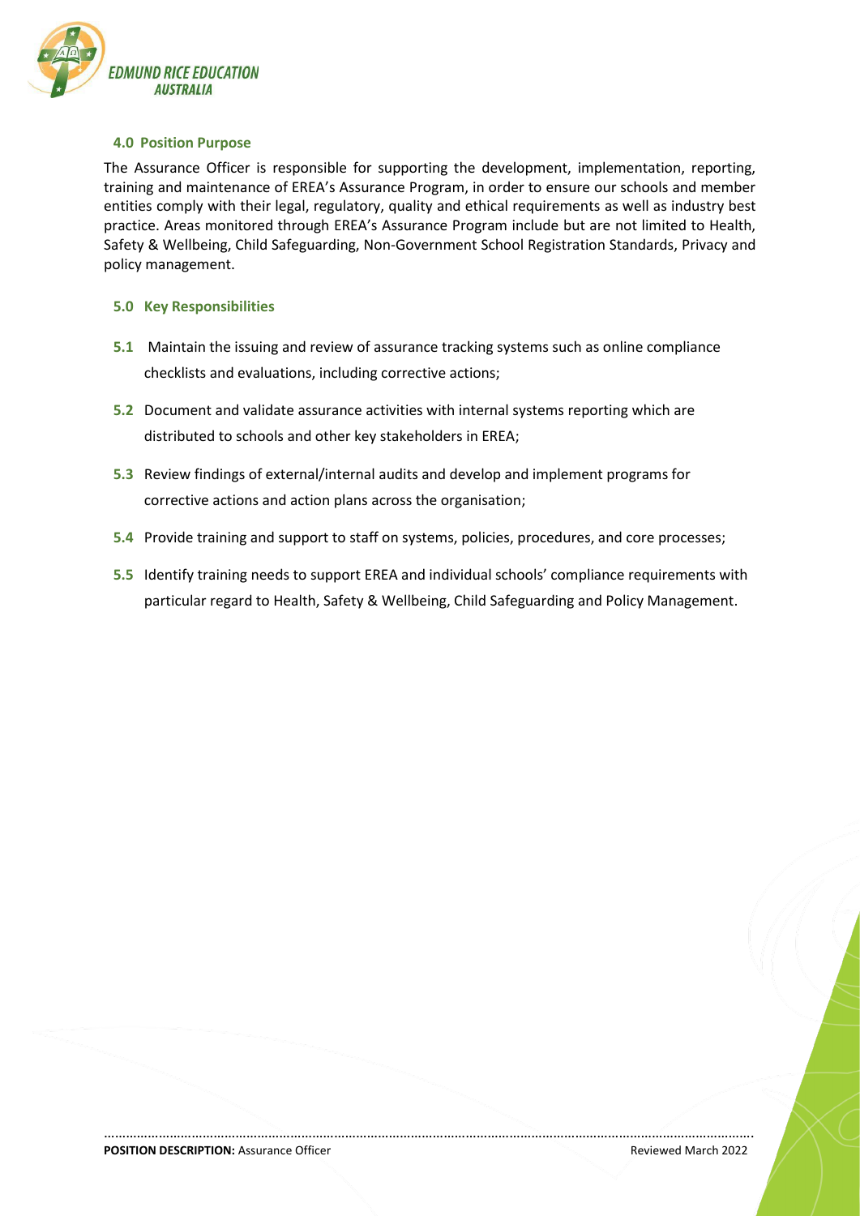### 4.0 Position Purpose

The Assurance Officer is responsible for supporting the development, implementation, reporting, training and maintenance of EREA's Assurance Program, in order to ensure our schools and member entities comply with their legal, regulatory, quality and ethical requirements as well as industry best practice. Areas monitored through EREA's Assurance Program include but are not limited to Health, Safety & Wellbeing, Child Safeguarding, Non-Government School Registration Standards, Privacy and policy management.

### 5.0 Key Responsibilities

**5.1** Maintain the issuing and review of assurance tracking systems such as online compliance checklists and evaluations, including corrective actions;

**5.2** Document and validate assurance activities with internal systems reporting which are distributed to schools and other key stakeholders in EREA;

**5.3** Review findings of external/internal audits and develop and implement programs for corrective actions and action plans across the organisation;

**5.4** Provide training and support to staff on systems, policies, procedures, and core processes;

**5.5** Identify training needs to support EREA and individual schools' compliance requirements with particular regard to Health, Safety & Wellbeing, Child Safeguarding and Policy Management.